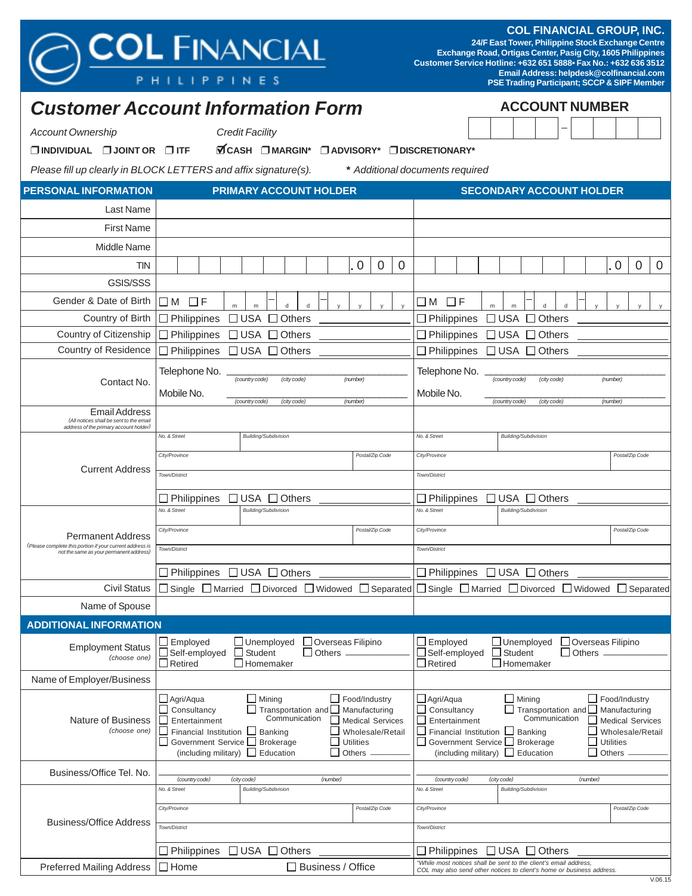# COL FINANCIAL PHILIPPINES

**COL FINANCIAL GROUP, INC.**
**24/F East Tower, Philippine Stock Exchange Centre**
**Exchange Road, Ortigas Center, Pasig City, 1605 Philippines**
**Customer Service Hotline: +632 651 5888• Fax No.: +632 636 3512**
**Email Address: helpdesk@colfinancial.com**
**PSE Trading Participant; SCCP & SIPF Member**

## *Customer Account Information Form*

**ACCOUNT NUMBER** ☐☐☐☐☐ – ☐☐☐☐☐

*Account Ownership*
☐ **INDIVIDUAL** ☐ **JOINT OR** ☐ **ITF**

*Credit Facility*
☑ **CASH** ☐ **MARGIN*** ☐ **ADVISORY*** ☐ **DISCRETIONARY***

*Please fill up clearly in BLOCK LETTERS and affix signature(s).* ***** *Additional documents required*

| PERSONAL INFORMATION | PRIMARY ACCOUNT HOLDER | SECONDARY ACCOUNT HOLDER |
|---|---|---|
| Last Name | | |
| First Name | | |
| Middle Name | | |
| TIN | ☐☐☐☐☐☐☐☐☐ . 0 0 0 | ☐☐☐☐☐☐☐☐☐ . 0 0 0 |
| GSIS/SSS | | |
| Gender & Date of Birth | ☐ M ☐ F m m – d d – y y y y | ☐ M ☐ F m m – d d – y y y y |
| Country of Birth | ☐ Philippines ☐ USA ☐ Others ______ | ☐ Philippines ☐ USA ☐ Others ______ |
| Country of Citizenship | ☐ Philippines ☐ USA ☐ Others ______ | ☐ Philippines ☐ USA ☐ Others ______ |
| Country of Residence | ☐ Philippines ☐ USA ☐ Others ______ | ☐ Philippines ☐ USA ☐ Others ______ |
| Contact No. | Telephone No. ______ *(country code) (city code) (number)*<br>Mobile No. ______ *(country code) (city code) (number)* | Telephone No. ______ *(country code) (city code) (number)*<br>Mobile No. ______ *(country code) (city code) (number)* |
| Email Address *(All notices shall be sent to the email address of the primary account holder)* | | |
| Current Address | *No. & Street* / *Building/Subdivision*<br>*City/Province* / *Postal/Zip Code*<br>*Town/District*<br>☐ Philippines ☐ USA ☐ Others ______ | *No. & Street* / *Building/Subdivision*<br>*City/Province* / *Postal/Zip Code*<br>*Town/District*<br>☐ Philippines ☐ USA ☐ Others ______ |
| Permanent Address *(Please complete this portion if your current address is not the same as your permanent address)* | *No. & Street* / *Building/Subdivision*<br>*City/Province* / *Postal/Zip Code*<br>*Town/District*<br>☐ Philippines ☐ USA ☐ Others ______ | *No. & Street* / *Building/Subdivision*<br>*City/Province* / *Postal/Zip Code*<br>*Town/District*<br>☐ Philippines ☐ USA ☐ Others ______ |
| Civil Status | ☐ Single ☐ Married ☐ Divorced ☐ Widowed ☐ Separated | ☐ Single ☐ Married ☐ Divorced ☐ Widowed ☐ Separated |
| Name of Spouse | | |

| ADDITIONAL INFORMATION | | |
|---|---|---|
| Employment Status *(choose one)* | ☐ Employed ☐ Unemployed ☐ Overseas Filipino<br>☐ Self-employed ☐ Student ☐ Others ______<br>☐ Retired ☐ Homemaker | ☐ Employed ☐ Unemployed ☐ Overseas Filipino<br>☐ Self-employed ☐ Student ☐ Others ______<br>☐ Retired ☐ Homemaker |
| Name of Employer/Business | | |
| Nature of Business *(choose one)* | ☐ Agri/Aqua ☐ Mining ☐ Food/Industry<br>☐ Consultancy ☐ Transportation and Communication ☐ Manufacturing<br>☐ Entertainment ☐ Medical Services<br>☐ Financial Institution ☐ Banking ☐ Wholesale/Retail<br>☐ Government Service (including military) ☐ Brokerage ☐ Utilities<br>☐ Education ☐ Others ______ | ☐ Agri/Aqua ☐ Mining ☐ Food/Industry<br>☐ Consultancy ☐ Transportation and Communication ☐ Manufacturing<br>☐ Entertainment ☐ Medical Services<br>☐ Financial Institution ☐ Banking ☐ Wholesale/Retail<br>☐ Government Service (including military) ☐ Brokerage ☐ Utilities<br>☐ Education ☐ Others ______ |
| Business/Office Tel. No. | ______ *(country code) (city code) (number)* | ______ *(country code) (city code) (number)* |
| Business/Office Address | *No. & Street* / *Building/Subdivision*<br>*City/Province* / *Postal/Zip Code*<br>*Town/District*<br>☐ Philippines ☐ USA ☐ Others ______ | *No. & Street* / *Building/Subdivision*<br>*City/Province* / *Postal/Zip Code*<br>*Town/District*<br>☐ Philippines ☐ USA ☐ Others ______ |
| Preferred Mailing Address | ☐ Home ☐ Business / Office | *"While most notices shall be sent to the client's email address, COL may also send other notices to client's home or business address.* |

V.06.15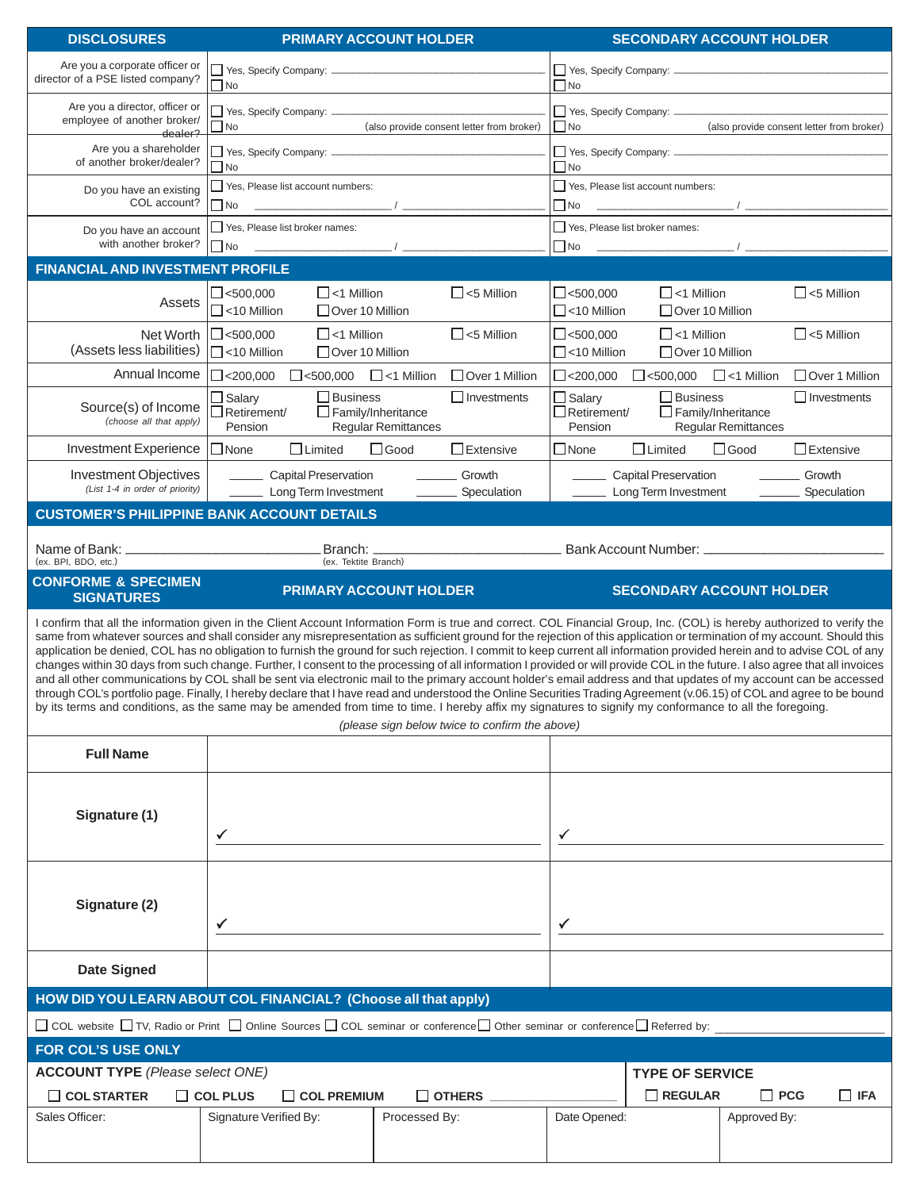| DISCLOSURES | PRIMARY ACCOUNT HOLDER | SECONDARY ACCOUNT HOLDER |
|---|---|---|
| Are you a corporate officer or director of a PSE listed company? | ☐ Yes, Specify Company: ______________ ☐ No | ☐ Yes, Specify Company: ______________ ☐ No |
| Are you a director, officer or employee of another broker/ dealer? | ☐ Yes, Specify Company: ______________ ☐ No (also provide consent letter from broker) | ☐ Yes, Specify Company: ______________ ☐ No (also provide consent letter from broker) |
| Are you a shareholder of another broker/dealer? | ☐ Yes, Specify Company: ______________ ☐ No | ☐ Yes, Specify Company: ______________ ☐ No |
| Do you have an existing COL account? | ☐ Yes, Please list account numbers: ☐ No ______________ / ______________ | ☐ Yes, Please list account numbers: ☐ No ______________ / ______________ |
| Do you have an account with another broker? | ☐ Yes, Please list broker names: ☐ No ______________ / ______________ | ☐ Yes, Please list broker names: ☐ No ______________ / ______________ |

| FINANCIAL AND INVESTMENT PROFILE | PRIMARY ACCOUNT HOLDER | SECONDARY ACCOUNT HOLDER |
|---|---|---|
| Assets | ☐ <500,000 ☐ <1 Million ☐ <5 Million ☐ <10 Million ☐ Over 10 Million | ☐ <500,000 ☐ <1 Million ☐ <5 Million ☐ <10 Million ☐ Over 10 Million |
| Net Worth (Assets less liabilities) | ☐ <500,000 ☐ <1 Million ☐ <5 Million ☐ <10 Million ☐ Over 10 Million | ☐ <500,000 ☐ <1 Million ☐ <5 Million ☐ <10 Million ☐ Over 10 Million |
| Annual Income | ☐ <200,000 ☐ <500,000 ☐ <1 Million ☐ Over 1 Million | ☐ <200,000 ☐ <500,000 ☐ <1 Million ☐ Over 1 Million |
| Source(s) of Income *(choose all that apply)* | ☐ Salary ☐ Business ☐ Investments ☐ Retirement/ Pension ☐ Family/Inheritance Regular Remittances | ☐ Salary ☐ Business ☐ Investments ☐ Retirement/ Pension ☐ Family/Inheritance Regular Remittances |
| Investment Experience | ☐ None ☐ Limited ☐ Good ☐ Extensive | ☐ None ☐ Limited ☐ Good ☐ Extensive |
| Investment Objectives *(List 1-4 in order of priority)* | ____ Capital Preservation ____ Growth ____ Long Term Investment ____ Speculation | ____ Capital Preservation ____ Growth ____ Long Term Investment ____ Speculation |

## CUSTOMER'S PHILIPPINE BANK ACCOUNT DETAILS

Name of Bank: ______________________ Branch: ______________________ Bank Account Number: ______________________
(ex. BPI, BDO, etc.) (ex. Tektite Branch)

| CONFORME & SPECIMEN SIGNATURES | PRIMARY ACCOUNT HOLDER | SECONDARY ACCOUNT HOLDER |
|---|---|---|

I confirm that all the information given in the Client Account Information Form is true and correct. COL Financial Group, Inc. (COL) is hereby authorized to verify the same from whatever sources and shall consider any misrepresentation as sufficient ground for the rejection of this application or termination of my account. Should this application be denied, COL has no obligation to furnish the ground for such rejection. I commit to keep current all information provided herein and to advise COL of any changes within 30 days from such change. Further, I consent to the processing of all information I provided or will provide COL in the future. I also agree that all invoices and all other communications by COL shall be sent via electronic mail to the primary account holder's email address and that updates of my account can be accessed through COL's portfolio page. Finally, I hereby declare that I have read and understood the Online Securities Trading Agreement (v.06.15) of COL and agree to be bound by its terms and conditions, as the same may be amended from time to time. I hereby affix my signatures to signify my conformance to all the foregoing.

*(please sign below twice to confirm the above)*

| | PRIMARY ACCOUNT HOLDER | SECONDARY ACCOUNT HOLDER |
|---|---|---|
| **Full Name** | | |
| **Signature (1)** | ✓ ______________ | ✓ ______________ |
| **Signature (2)** | ✓ ______________ | ✓ ______________ |
| **Date Signed** | | |

## HOW DID YOU LEARN ABOUT COL FINANCIAL? (Choose all that apply)

☐ COL website ☐ TV, Radio or Print ☐ Online Sources ☐ COL seminar or conference ☐ Other seminar or conference ☐ Referred by: ______________

## FOR COL'S USE ONLY

**ACCOUNT TYPE** *(Please select ONE)*

☐ **COL STARTER** ☐ **COL PLUS** ☐ **COL PREMIUM** ☐ **OTHERS** ______________

**TYPE OF SERVICE**

☐ **REGULAR** ☐ **PCG** ☐ **IFA**

| Sales Officer: | Signature Verified By: | Processed By: | Date Opened: | Approved By: |
|---|---|---|---|---|
| | | | | |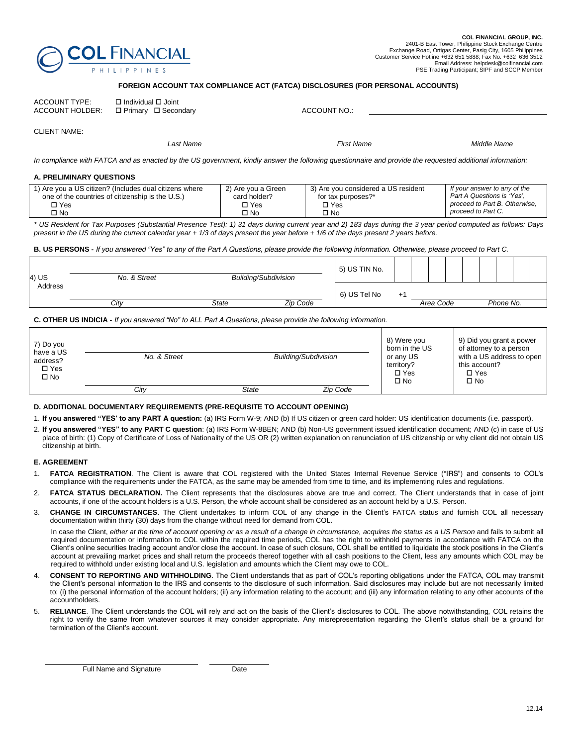COL FINANCIAL
PHILIPPINES

**COL FINANCIAL GROUP, INC.**
2401-B East Tower, Philippine Stock Exchange Centre
Exchange Road, Ortigas Center, Pasig City, 1605 Philippines
Customer Service Hotline +632 651 5888; Fax No. +632 636 3512
Email Address: helpdesk@colfinancial.com
PSE Trading Participant; SIPF and SCCP Member

## FOREIGN ACCOUNT TAX COMPLIANCE ACT (FATCA) DISCLOSURES (FOR PERSONAL ACCOUNTS)

ACCOUNT TYPE: ☐ Individual ☐ Joint
ACCOUNT HOLDER: ☐ Primary ☐ Secondary

ACCOUNT NO.: ______________________

CLIENT NAME: ______________________
*Last Name* *First Name* *Middle Name*

*In compliance with FATCA and as enacted by the US government, kindly answer the following questionnaire and provide the requested additional information:*

### A. PRELIMINARY QUESTIONS

| 1) Are you a US citizen? (Includes dual citizens where one of the countries of citizenship is the U.S.) | 2) Are you a Green card holder? | 3) Are you considered a US resident for tax purposes?* | *If your answer to any of the Part A Questions is 'Yes', proceed to Part B. Otherwise, proceed to Part C.* |
|---|---|---|---|
| ☐ Yes<br>☐ No | ☐ Yes<br>☐ No | ☐ Yes<br>☐ No | |

*\* US Resident for Tax Purposes (Substantial Presence Test): 1) 31 days during current year and 2) 183 days during the 3 year period computed as follows: Days present in the US during the current calendar year + 1/3 of days present the year before + 1/6 of the days present 2 years before.*

### B. US PERSONS - *If you answered "Yes" to any of the Part A Questions, please provide the following information. Otherwise, please proceed to Part C.*

| 4) US Address | | | 5) US TIN No. | |
|---|---|---|---|---|
| *No. & Street* | *Building/Subdivision* | | 6) US Tel No | +1 ___ *Area Code* ___ *Phone No.* |
| *City* | *State* | *Zip Code* | | |

### C. OTHER US INDICIA - *If you answered "No" to ALL Part A Questions, please provide the following information.*

| 7) Do you have a US address? ☐ Yes ☐ No | *No. & Street* | *Building/Subdivision* | | 8) Were you born in the US or any US territory? ☐ Yes ☐ No | 9) Did you grant a power of attorney to a person with a US address to open this account? ☐ Yes ☐ No |
|---|---|---|---|---|---|
| | *City* | *State* | *Zip Code* | | |

### D. ADDITIONAL DOCUMENTARY REQUIREMENTS (PRE-REQUISITE TO ACCOUNT OPENING)

1. **If you answered "YES' to any PART A question:** (a) IRS Form W-9; AND (b) If US citizen or green card holder: US identification documents (i.e. passport).
2. **If you answered "YES" to any PART C question**: (a) IRS Form W-8BEN; AND (b) Non-US government issued identification document; AND (c) in case of US place of birth: (1) Copy of Certificate of Loss of Nationality of the US OR (2) written explanation on renunciation of US citizenship or why client did not obtain US citizenship at birth.

### E. AGREEMENT

1. **FATCA REGISTRATION**. The Client is aware that COL registered with the United States Internal Revenue Service ("IRS") and consents to COL's compliance with the requirements under the FATCA, as the same may be amended from time to time, and its implementing rules and regulations.
2. **FATCA STATUS DECLARATION.** The Client represents that the disclosures above are true and correct. The Client understands that in case of joint accounts, if one of the account holders is a U.S. Person, the whole account shall be considered as an account held by a U.S. Person.
3. **CHANGE IN CIRCUMSTANCES**. The Client undertakes to inform COL of any change in the Client's FATCA status and furnish COL all necessary documentation within thirty (30) days from the change without need for demand from COL.

   In case the Client, *either at the time of account opening or as a result of a change in circumstance, acquires the status as a US Person* and fails to submit all required documentation or information to COL within the required time periods, COL has the right to withhold payments in accordance with FATCA on the Client's online securities trading account and/or close the account. In case of such closure, COL shall be entitled to liquidate the stock positions in the Client's account at prevailing market prices and shall return the proceeds thereof together with all cash positions to the Client, less any amounts which COL may be required to withhold under existing local and U.S. legislation and amounts which the Client may owe to COL.
4. **CONSENT TO REPORTING AND WITHHOLDING**. The Client understands that as part of COL's reporting obligations under the FATCA, COL may transmit the Client's personal information to the IRS and consents to the disclosure of such information. Said disclosures may include but are not necessarily limited to: (i) the personal information of the account holders; (ii) any information relating to the account; and (iii) any information relating to any other accounts of the accountholders.
5. **RELIANCE**. The Client understands the COL will rely and act on the basis of the Client's disclosures to COL. The above notwithstanding, COL retains the right to verify the same from whatever sources it may consider appropriate. Any misrepresentation regarding the Client's status shall be a ground for termination of the Client's account.

______________________ ______________
Full Name and Signature Date

12.14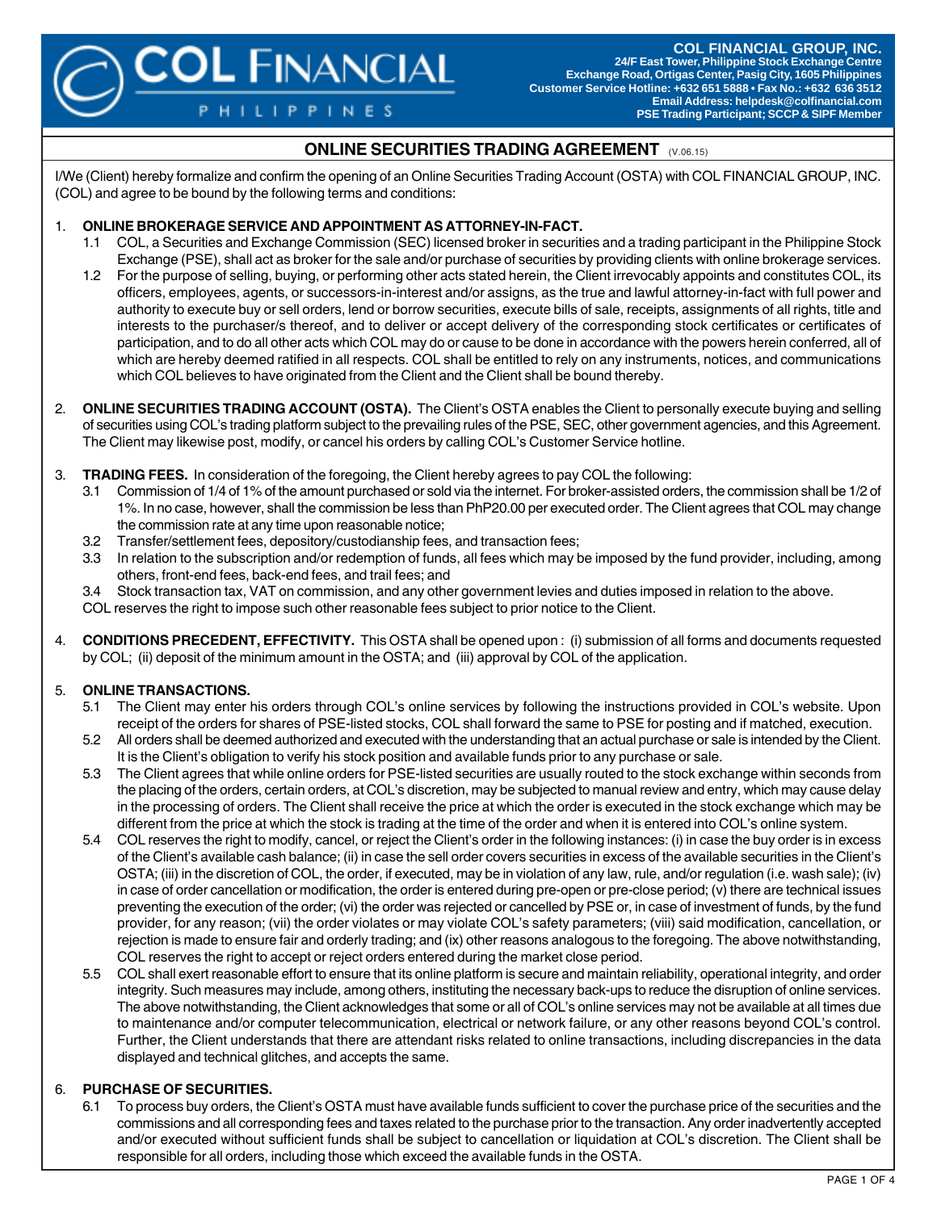COL FINANCIAL PHILIPPINES

**COL FINANCIAL GROUP, INC.**
24/F East Tower, Philippine Stock Exchange Centre
Exchange Road, Ortigas Center, Pasig City, 1605 Philippines
Customer Service Hotline: +632 651 5888 • Fax No.: +632 636 3512
Email Address: helpdesk@colfinancial.com
PSE Trading Participant; SCCP & SIPF Member

# ONLINE SECURITIES TRADING AGREEMENT (V.06.15)

I/We (Client) hereby formalize and confirm the opening of an Online Securities Trading Account (OSTA) with COL FINANCIAL GROUP, INC. (COL) and agree to be bound by the following terms and conditions:

1. **ONLINE BROKERAGE SERVICE AND APPOINTMENT AS ATTORNEY-IN-FACT.**
   - 1.1 COL, a Securities and Exchange Commission (SEC) licensed broker in securities and a trading participant in the Philippine Stock Exchange (PSE), shall act as broker for the sale and/or purchase of securities by providing clients with online brokerage services.
   - 1.2 For the purpose of selling, buying, or performing other acts stated herein, the Client irrevocably appoints and constitutes COL, its officers, employees, agents, or successors-in-interest and/or assigns, as the true and lawful attorney-in-fact with full power and authority to execute buy or sell orders, lend or borrow securities, execute bills of sale, receipts, assignments of all rights, title and interests to the purchaser/s thereof, and to deliver or accept delivery of the corresponding stock certificates or certificates of participation, and to do all other acts which COL may do or cause to be done in accordance with the powers herein conferred, all of which are hereby deemed ratified in all respects. COL shall be entitled to rely on any instruments, notices, and communications which COL believes to have originated from the Client and the Client shall be bound thereby.

2. **ONLINE SECURITIES TRADING ACCOUNT (OSTA).** The Client's OSTA enables the Client to personally execute buying and selling of securities using COL's trading platform subject to the prevailing rules of the PSE, SEC, other government agencies, and this Agreement. The Client may likewise post, modify, or cancel his orders by calling COL's Customer Service hotline.

3. **TRADING FEES.** In consideration of the foregoing, the Client hereby agrees to pay COL the following:
   - 3.1 Commission of 1/4 of 1% of the amount purchased or sold via the internet. For broker-assisted orders, the commission shall be 1/2 of 1%. In no case, however, shall the commission be less than PhP20.00 per executed order. The Client agrees that COL may change the commission rate at any time upon reasonable notice;
   - 3.2 Transfer/settlement fees, depository/custodianship fees, and transaction fees;
   - 3.3 In relation to the subscription and/or redemption of funds, all fees which may be imposed by the fund provider, including, among others, front-end fees, back-end fees, and trail fees; and
   - 3.4 Stock transaction tax, VAT on commission, and any other government levies and duties imposed in relation to the above.

   COL reserves the right to impose such other reasonable fees subject to prior notice to the Client.

4. **CONDITIONS PRECEDENT, EFFECTIVITY.** This OSTA shall be opened upon : (i) submission of all forms and documents requested by COL; (ii) deposit of the minimum amount in the OSTA; and (iii) approval by COL of the application.

5. **ONLINE TRANSACTIONS.**
   - 5.1 The Client may enter his orders through COL's online services by following the instructions provided in COL's website. Upon receipt of the orders for shares of PSE-listed stocks, COL shall forward the same to PSE for posting and if matched, execution.
   - 5.2 All orders shall be deemed authorized and executed with the understanding that an actual purchase or sale is intended by the Client. It is the Client's obligation to verify his stock position and available funds prior to any purchase or sale.
   - 5.3 The Client agrees that while online orders for PSE-listed securities are usually routed to the stock exchange within seconds from the placing of the orders, certain orders, at COL's discretion, may be subjected to manual review and entry, which may cause delay in the processing of orders. The Client shall receive the price at which the order is executed in the stock exchange which may be different from the price at which the stock is trading at the time of the order and when it is entered into COL's online system.
   - 5.4 COL reserves the right to modify, cancel, or reject the Client's order in the following instances: (i) in case the buy order is in excess of the Client's available cash balance; (ii) in case the sell order covers securities in excess of the available securities in the Client's OSTA; (iii) in the discretion of COL, the order, if executed, may be in violation of any law, rule, and/or regulation (i.e. wash sale); (iv) in case of order cancellation or modification, the order is entered during pre-open or pre-close period; (v) there are technical issues preventing the execution of the order; (vi) the order was rejected or cancelled by PSE or, in case of investment of funds, by the fund provider, for any reason; (vii) the order violates or may violate COL's safety parameters; (viii) said modification, cancellation, or rejection is made to ensure fair and orderly trading; and (ix) other reasons analogous to the foregoing. The above notwithstanding, COL reserves the right to accept or reject orders entered during the market close period.
   - 5.5 COL shall exert reasonable effort to ensure that its online platform is secure and maintain reliability, operational integrity, and order integrity. Such measures may include, among others, instituting the necessary back-ups to reduce the disruption of online services. The above notwithstanding, the Client acknowledges that some or all of COL's online services may not be available at all times due to maintenance and/or computer telecommunication, electrical or network failure, or any other reasons beyond COL's control. Further, the Client understands that there are attendant risks related to online transactions, including discrepancies in the data displayed and technical glitches, and accepts the same.

6. **PURCHASE OF SECURITIES.**
   - 6.1 To process buy orders, the Client's OSTA must have available funds sufficient to cover the purchase price of the securities and the commissions and all corresponding fees and taxes related to the purchase prior to the transaction. Any order inadvertently accepted and/or executed without sufficient funds shall be subject to cancellation or liquidation at COL's discretion. The Client shall be responsible for all orders, including those which exceed the available funds in the OSTA.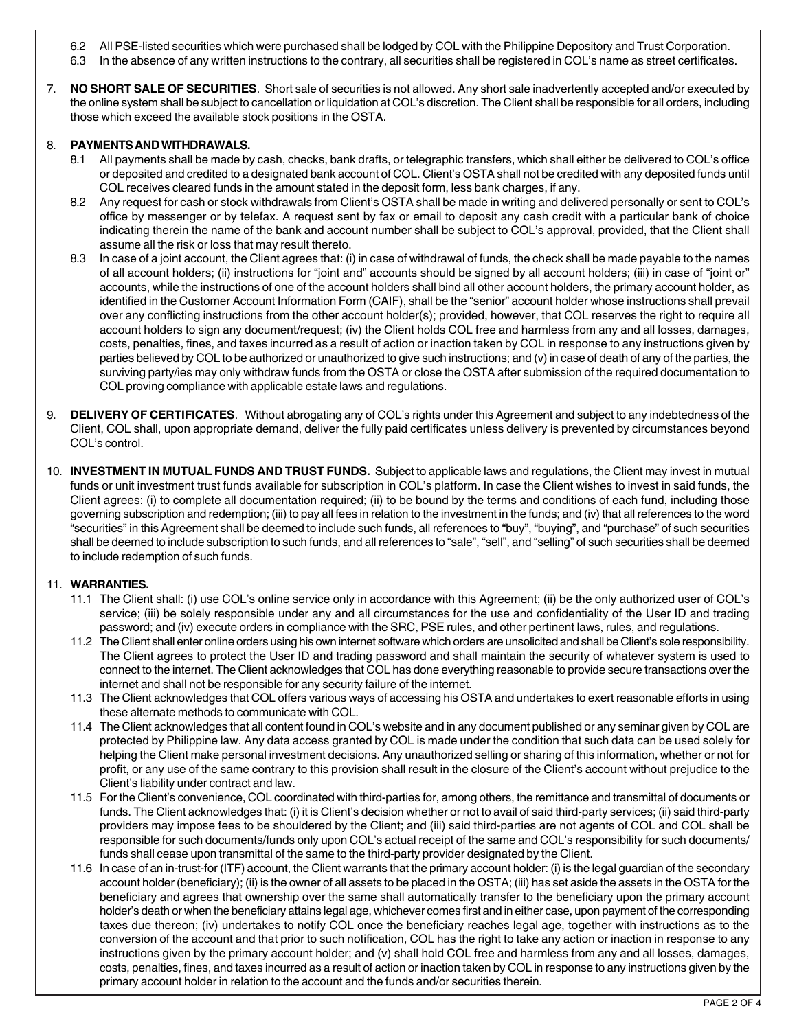6.2 All PSE-listed securities which were purchased shall be lodged by COL with the Philippine Depository and Trust Corporation.

6.3 In the absence of any written instructions to the contrary, all securities shall be registered in COL's name as street certificates.

7. **NO SHORT SALE OF SECURITIES**. Short sale of securities is not allowed. Any short sale inadvertently accepted and/or executed by the online system shall be subject to cancellation or liquidation at COL's discretion. The Client shall be responsible for all orders, including those which exceed the available stock positions in the OSTA.

8. **PAYMENTS AND WITHDRAWALS.**

8.1 All payments shall be made by cash, checks, bank drafts, or telegraphic transfers, which shall either be delivered to COL's office or deposited and credited to a designated bank account of COL. Client's OSTA shall not be credited with any deposited funds until COL receives cleared funds in the amount stated in the deposit form, less bank charges, if any.

8.2 Any request for cash or stock withdrawals from Client's OSTA shall be made in writing and delivered personally or sent to COL's office by messenger or by telefax. A request sent by fax or email to deposit any cash credit with a particular bank of choice indicating therein the name of the bank and account number shall be subject to COL's approval, provided, that the Client shall assume all the risk or loss that may result thereto.

8.3 In case of a joint account, the Client agrees that: (i) in case of withdrawal of funds, the check shall be made payable to the names of all account holders; (ii) instructions for "joint and" accounts should be signed by all account holders; (iii) in case of "joint or" accounts, while the instructions of one of the account holders shall bind all other account holders, the primary account holder, as identified in the Customer Account Information Form (CAIF), shall be the "senior" account holder whose instructions shall prevail over any conflicting instructions from the other account holder(s); provided, however, that COL reserves the right to require all account holders to sign any document/request; (iv) the Client holds COL free and harmless from any and all losses, damages, costs, penalties, fines, and taxes incurred as a result of action or inaction taken by COL in response to any instructions given by parties believed by COL to be authorized or unauthorized to give such instructions; and (v) in case of death of any of the parties, the surviving party/ies may only withdraw funds from the OSTA or close the OSTA after submission of the required documentation to COL proving compliance with applicable estate laws and regulations.

9. **DELIVERY OF CERTIFICATES**. Without abrogating any of COL's rights under this Agreement and subject to any indebtedness of the Client, COL shall, upon appropriate demand, deliver the fully paid certificates unless delivery is prevented by circumstances beyond COL's control.

10. **INVESTMENT IN MUTUAL FUNDS AND TRUST FUNDS.** Subject to applicable laws and regulations, the Client may invest in mutual funds or unit investment trust funds available for subscription in COL's platform. In case the Client wishes to invest in said funds, the Client agrees: (i) to complete all documentation required; (ii) to be bound by the terms and conditions of each fund, including those governing subscription and redemption; (iii) to pay all fees in relation to the investment in the funds; and (iv) that all references to the word "securities" in this Agreement shall be deemed to include such funds, all references to "buy", "buying", and "purchase" of such securities shall be deemed to include subscription to such funds, and all references to "sale", "sell", and "selling" of such securities shall be deemed to include redemption of such funds.

11. **WARRANTIES.**

11.1 The Client shall: (i) use COL's online service only in accordance with this Agreement; (ii) be the only authorized user of COL's service; (iii) be solely responsible under any and all circumstances for the use and confidentiality of the User ID and trading password; and (iv) execute orders in compliance with the SRC, PSE rules, and other pertinent laws, rules, and regulations.

11.2 The Client shall enter online orders using his own internet software which orders are unsolicited and shall be Client's sole responsibility. The Client agrees to protect the User ID and trading password and shall maintain the security of whatever system is used to connect to the internet. The Client acknowledges that COL has done everything reasonable to provide secure transactions over the internet and shall not be responsible for any security failure of the internet.

11.3 The Client acknowledges that COL offers various ways of accessing his OSTA and undertakes to exert reasonable efforts in using these alternate methods to communicate with COL.

11.4 The Client acknowledges that all content found in COL's website and in any document published or any seminar given by COL are protected by Philippine law. Any data access granted by COL is made under the condition that such data can be used solely for helping the Client make personal investment decisions. Any unauthorized selling or sharing of this information, whether or not for profit, or any use of the same contrary to this provision shall result in the closure of the Client's account without prejudice to the Client's liability under contract and law.

11.5 For the Client's convenience, COL coordinated with third-parties for, among others, the remittance and transmittal of documents or funds. The Client acknowledges that: (i) it is Client's decision whether or not to avail of said third-party services; (ii) said third-party providers may impose fees to be shouldered by the Client; and (iii) said third-parties are not agents of COL and COL shall be responsible for such documents/funds only upon COL's actual receipt of the same and COL's responsibility for such documents/funds shall cease upon transmittal of the same to the third-party provider designated by the Client.

11.6 In case of an in-trust-for (ITF) account, the Client warrants that the primary account holder: (i) is the legal guardian of the secondary account holder (beneficiary); (ii) is the owner of all assets to be placed in the OSTA; (iii) has set aside the assets in the OSTA for the beneficiary and agrees that ownership over the same shall automatically transfer to the beneficiary upon the primary account holder's death or when the beneficiary attains legal age, whichever comes first and in either case, upon payment of the corresponding taxes due thereon; (iv) undertakes to notify COL once the beneficiary reaches legal age, together with instructions as to the conversion of the account and that prior to such notification, COL has the right to take any action or inaction in response to any instructions given by the primary account holder; and (v) shall hold COL free and harmless from any and all losses, damages, costs, penalties, fines, and taxes incurred as a result of action or inaction taken by COL in response to any instructions given by the primary account holder in relation to the account and the funds and/or securities therein.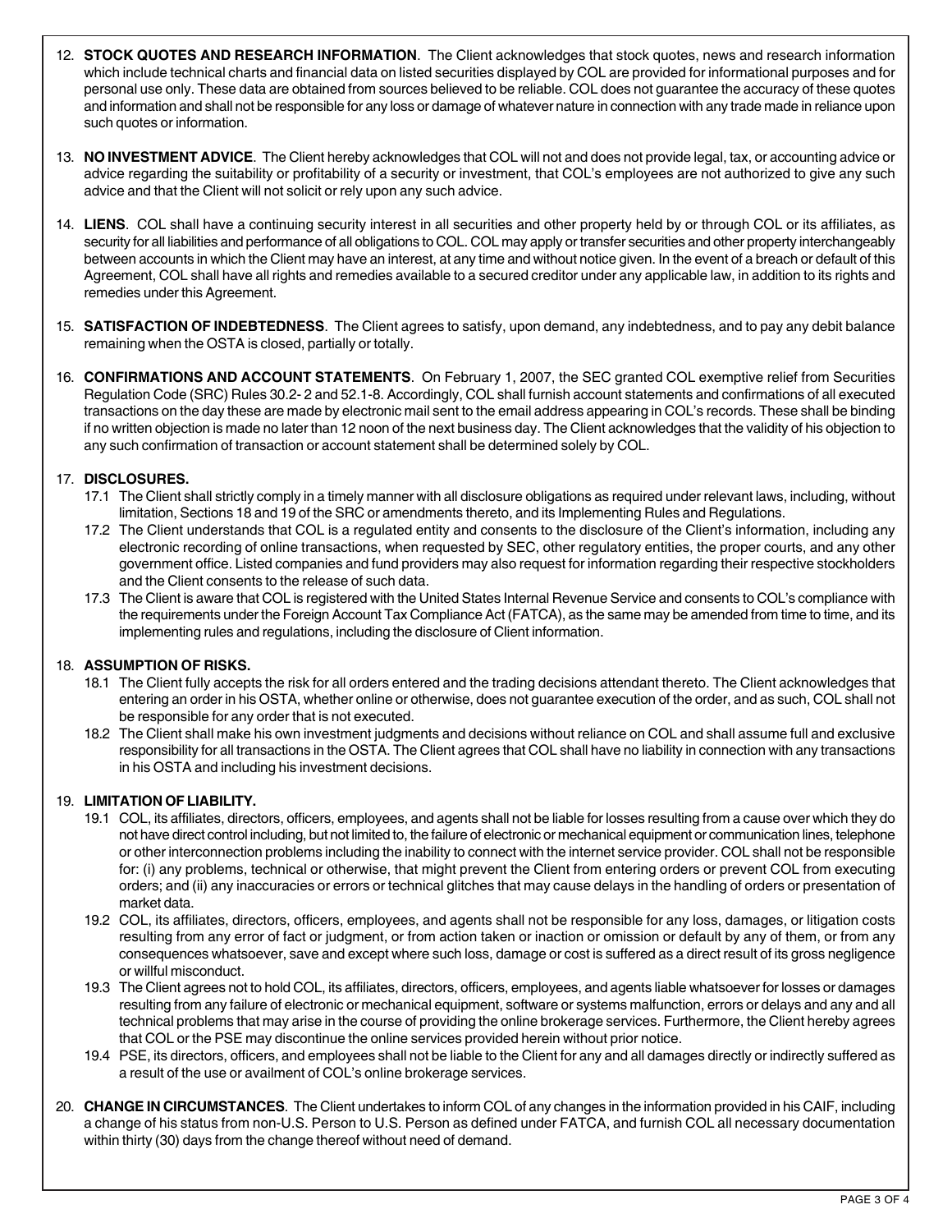12. **STOCK QUOTES AND RESEARCH INFORMATION**. The Client acknowledges that stock quotes, news and research information which include technical charts and financial data on listed securities displayed by COL are provided for informational purposes and for personal use only. These data are obtained from sources believed to be reliable. COL does not guarantee the accuracy of these quotes and information and shall not be responsible for any loss or damage of whatever nature in connection with any trade made in reliance upon such quotes or information.

13. **NO INVESTMENT ADVICE**. The Client hereby acknowledges that COL will not and does not provide legal, tax, or accounting advice or advice regarding the suitability or profitability of a security or investment, that COL's employees are not authorized to give any such advice and that the Client will not solicit or rely upon any such advice.

14. **LIENS**. COL shall have a continuing security interest in all securities and other property held by or through COL or its affiliates, as security for all liabilities and performance of all obligations to COL. COL may apply or transfer securities and other property interchangeably between accounts in which the Client may have an interest, at any time and without notice given. In the event of a breach or default of this Agreement, COL shall have all rights and remedies available to a secured creditor under any applicable law, in addition to its rights and remedies under this Agreement.

15. **SATISFACTION OF INDEBTEDNESS**. The Client agrees to satisfy, upon demand, any indebtedness, and to pay any debit balance remaining when the OSTA is closed, partially or totally.

16. **CONFIRMATIONS AND ACCOUNT STATEMENTS**. On February 1, 2007, the SEC granted COL exemptive relief from Securities Regulation Code (SRC) Rules 30.2- 2 and 52.1-8. Accordingly, COL shall furnish account statements and confirmations of all executed transactions on the day these are made by electronic mail sent to the email address appearing in COL's records. These shall be binding if no written objection is made no later than 12 noon of the next business day. The Client acknowledges that the validity of his objection to any such confirmation of transaction or account statement shall be determined solely by COL.

17. **DISCLOSURES.**
    - 17.1 The Client shall strictly comply in a timely manner with all disclosure obligations as required under relevant laws, including, without limitation, Sections 18 and 19 of the SRC or amendments thereto, and its Implementing Rules and Regulations.
    - 17.2 The Client understands that COL is a regulated entity and consents to the disclosure of the Client's information, including any electronic recording of online transactions, when requested by SEC, other regulatory entities, the proper courts, and any other government office. Listed companies and fund providers may also request for information regarding their respective stockholders and the Client consents to the release of such data.
    - 17.3 The Client is aware that COL is registered with the United States Internal Revenue Service and consents to COL's compliance with the requirements under the Foreign Account Tax Compliance Act (FATCA), as the same may be amended from time to time, and its implementing rules and regulations, including the disclosure of Client information.

18. **ASSUMPTION OF RISKS.**
    - 18.1 The Client fully accepts the risk for all orders entered and the trading decisions attendant thereto. The Client acknowledges that entering an order in his OSTA, whether online or otherwise, does not guarantee execution of the order, and as such, COL shall not be responsible for any order that is not executed.
    - 18.2 The Client shall make his own investment judgments and decisions without reliance on COL and shall assume full and exclusive responsibility for all transactions in the OSTA. The Client agrees that COL shall have no liability in connection with any transactions in his OSTA and including his investment decisions.

19. **LIMITATION OF LIABILITY.**
    - 19.1 COL, its affiliates, directors, officers, employees, and agents shall not be liable for losses resulting from a cause over which they do not have direct control including, but not limited to, the failure of electronic or mechanical equipment or communication lines, telephone or other interconnection problems including the inability to connect with the internet service provider. COL shall not be responsible for: (i) any problems, technical or otherwise, that might prevent the Client from entering orders or prevent COL from executing orders; and (ii) any inaccuracies or errors or technical glitches that may cause delays in the handling of orders or presentation of market data.
    - 19.2 COL, its affiliates, directors, officers, employees, and agents shall not be responsible for any loss, damages, or litigation costs resulting from any error of fact or judgment, or from action taken or inaction or omission or default by any of them, or from any consequences whatsoever, save and except where such loss, damage or cost is suffered as a direct result of its gross negligence or willful misconduct.
    - 19.3 The Client agrees not to hold COL, its affiliates, directors, officers, employees, and agents liable whatsoever for losses or damages resulting from any failure of electronic or mechanical equipment, software or systems malfunction, errors or delays and any and all technical problems that may arise in the course of providing the online brokerage services. Furthermore, the Client hereby agrees that COL or the PSE may discontinue the online services provided herein without prior notice.
    - 19.4 PSE, its directors, officers, and employees shall not be liable to the Client for any and all damages directly or indirectly suffered as a result of the use or availment of COL's online brokerage services.

20. **CHANGE IN CIRCUMSTANCES**. The Client undertakes to inform COL of any changes in the information provided in his CAIF, including a change of his status from non-U.S. Person to U.S. Person as defined under FATCA, and furnish COL all necessary documentation within thirty (30) days from the change thereof without need of demand.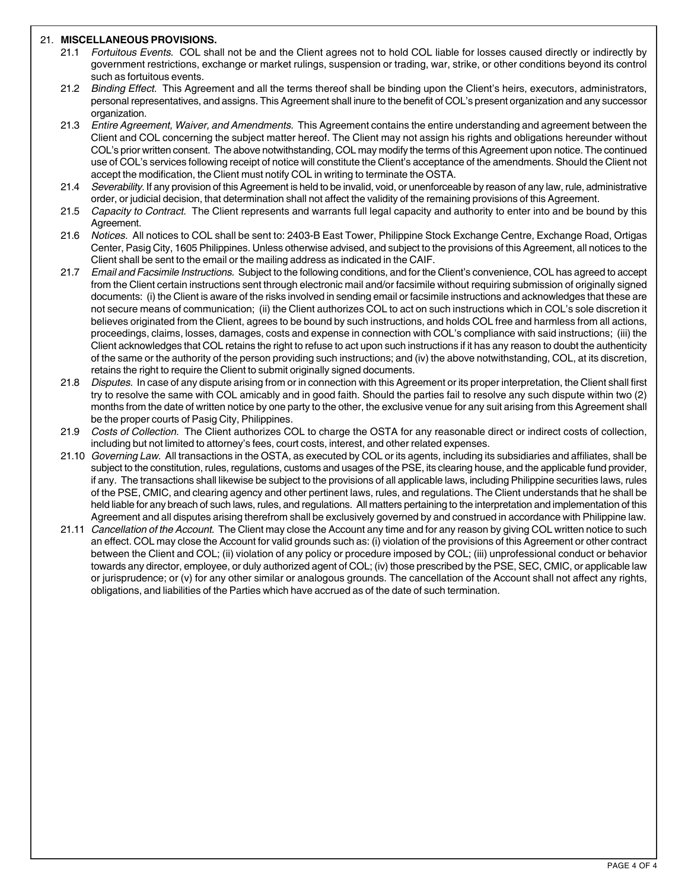21. **MISCELLANEOUS PROVISIONS.**

21.1 *Fortuitous Events.* COL shall not be and the Client agrees not to hold COL liable for losses caused directly or indirectly by government restrictions, exchange or market rulings, suspension or trading, war, strike, or other conditions beyond its control such as fortuitous events.

21.2 *Binding Effect.* This Agreement and all the terms thereof shall be binding upon the Client's heirs, executors, administrators, personal representatives, and assigns. This Agreement shall inure to the benefit of COL's present organization and any successor organization.

21.3 *Entire Agreement, Waiver, and Amendments.* This Agreement contains the entire understanding and agreement between the Client and COL concerning the subject matter hereof. The Client may not assign his rights and obligations hereunder without COL's prior written consent. The above notwithstanding, COL may modify the terms of this Agreement upon notice. The continued use of COL's services following receipt of notice will constitute the Client's acceptance of the amendments. Should the Client not accept the modification, the Client must notify COL in writing to terminate the OSTA.

21.4 *Severability.* If any provision of this Agreement is held to be invalid, void, or unenforceable by reason of any law, rule, administrative order, or judicial decision, that determination shall not affect the validity of the remaining provisions of this Agreement.

21.5 *Capacity to Contract.* The Client represents and warrants full legal capacity and authority to enter into and be bound by this Agreement.

21.6 *Notices.* All notices to COL shall be sent to: 2403-B East Tower, Philippine Stock Exchange Centre, Exchange Road, Ortigas Center, Pasig City, 1605 Philippines. Unless otherwise advised, and subject to the provisions of this Agreement, all notices to the Client shall be sent to the email or the mailing address as indicated in the CAIF.

21.7 *Email and Facsimile Instructions.* Subject to the following conditions, and for the Client's convenience, COL has agreed to accept from the Client certain instructions sent through electronic mail and/or facsimile without requiring submission of originally signed documents: (i) the Client is aware of the risks involved in sending email or facsimile instructions and acknowledges that these are not secure means of communication; (ii) the Client authorizes COL to act on such instructions which in COL's sole discretion it believes originated from the Client, agrees to be bound by such instructions, and holds COL free and harmless from all actions, proceedings, claims, losses, damages, costs and expense in connection with COL's compliance with said instructions; (iii) the Client acknowledges that COL retains the right to refuse to act upon such instructions if it has any reason to doubt the authenticity of the same or the authority of the person providing such instructions; and (iv) the above notwithstanding, COL, at its discretion, retains the right to require the Client to submit originally signed documents.

21.8 *Disputes.* In case of any dispute arising from or in connection with this Agreement or its proper interpretation, the Client shall first try to resolve the same with COL amicably and in good faith. Should the parties fail to resolve any such dispute within two (2) months from the date of written notice by one party to the other, the exclusive venue for any suit arising from this Agreement shall be the proper courts of Pasig City, Philippines.

21.9 *Costs of Collection.* The Client authorizes COL to charge the OSTA for any reasonable direct or indirect costs of collection, including but not limited to attorney's fees, court costs, interest, and other related expenses.

21.10 *Governing Law.* All transactions in the OSTA, as executed by COL or its agents, including its subsidiaries and affiliates, shall be subject to the constitution, rules, regulations, customs and usages of the PSE, its clearing house, and the applicable fund provider, if any. The transactions shall likewise be subject to the provisions of all applicable laws, including Philippine securities laws, rules of the PSE, CMIC, and clearing agency and other pertinent laws, rules, and regulations. The Client understands that he shall be held liable for any breach of such laws, rules, and regulations. All matters pertaining to the interpretation and implementation of this Agreement and all disputes arising therefrom shall be exclusively governed by and construed in accordance with Philippine law.

21.11 *Cancellation of the Account.* The Client may close the Account any time and for any reason by giving COL written notice to such an effect. COL may close the Account for valid grounds such as: (i) violation of the provisions of this Agreement or other contract between the Client and COL; (ii) violation of any policy or procedure imposed by COL; (iii) unprofessional conduct or behavior towards any director, employee, or duly authorized agent of COL; (iv) those prescribed by the PSE, SEC, CMIC, or applicable law or jurisprudence; or (v) for any other similar or analogous grounds. The cancellation of the Account shall not affect any rights, obligations, and liabilities of the Parties which have accrued as of the date of such termination.